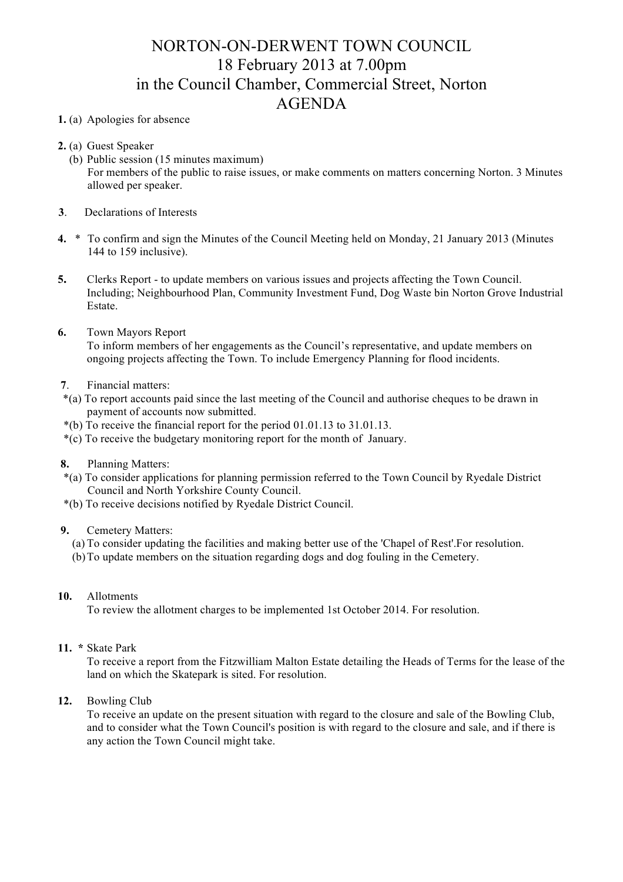# NORTON-ON-DERWENT TOWN COUNCIL
## 18 February 2013 at 7.00pm
## in the Council Chamber, Commercial Street, Norton
## AGENDA

**1.** (a) Apologies for absence

**2.** (a) Guest Speaker
(b) Public session (15 minutes maximum)
For members of the public to raise issues, or make comments on matters concerning Norton. 3 Minutes allowed per speaker.

**3**. Declarations of Interests

**4.** * To confirm and sign the Minutes of the Council Meeting held on Monday, 21 January 2013 (Minutes 144 to 159 inclusive).

**5.** Clerks Report - to update members on various issues and projects affecting the Town Council. Including; Neighbourhood Plan, Community Investment Fund, Dog Waste bin Norton Grove Industrial Estate.

**6.** Town Mayors Report
To inform members of her engagements as the Council's representative, and update members on ongoing projects affecting the Town. To include Emergency Planning for flood incidents.

**7**. Financial matters:
*(a) To report accounts paid since the last meeting of the Council and authorise cheques to be drawn in payment of accounts now submitted.
*(b) To receive the financial report for the period 01.01.13 to 31.01.13.
*(c) To receive the budgetary monitoring report for the month of January.

**8.** Planning Matters:
*(a) To consider applications for planning permission referred to the Town Council by Ryedale District Council and North Yorkshire County Council.
*(b) To receive decisions notified by Ryedale District Council.

**9.** Cemetery Matters:
(a) To consider updating the facilities and making better use of the 'Chapel of Rest'.For resolution.
(b) To update members on the situation regarding dogs and dog fouling in the Cemetery.

**10.** Allotments
To review the allotment charges to be implemented 1st October 2014. For resolution.

**11.** * Skate Park
To receive a report from the Fitzwilliam Malton Estate detailing the Heads of Terms for the lease of the land on which the Skatepark is sited. For resolution.

**12.** Bowling Club
To receive an update on the present situation with regard to the closure and sale of the Bowling Club, and to consider what the Town Council's position is with regard to the closure and sale, and if there is any action the Town Council might take.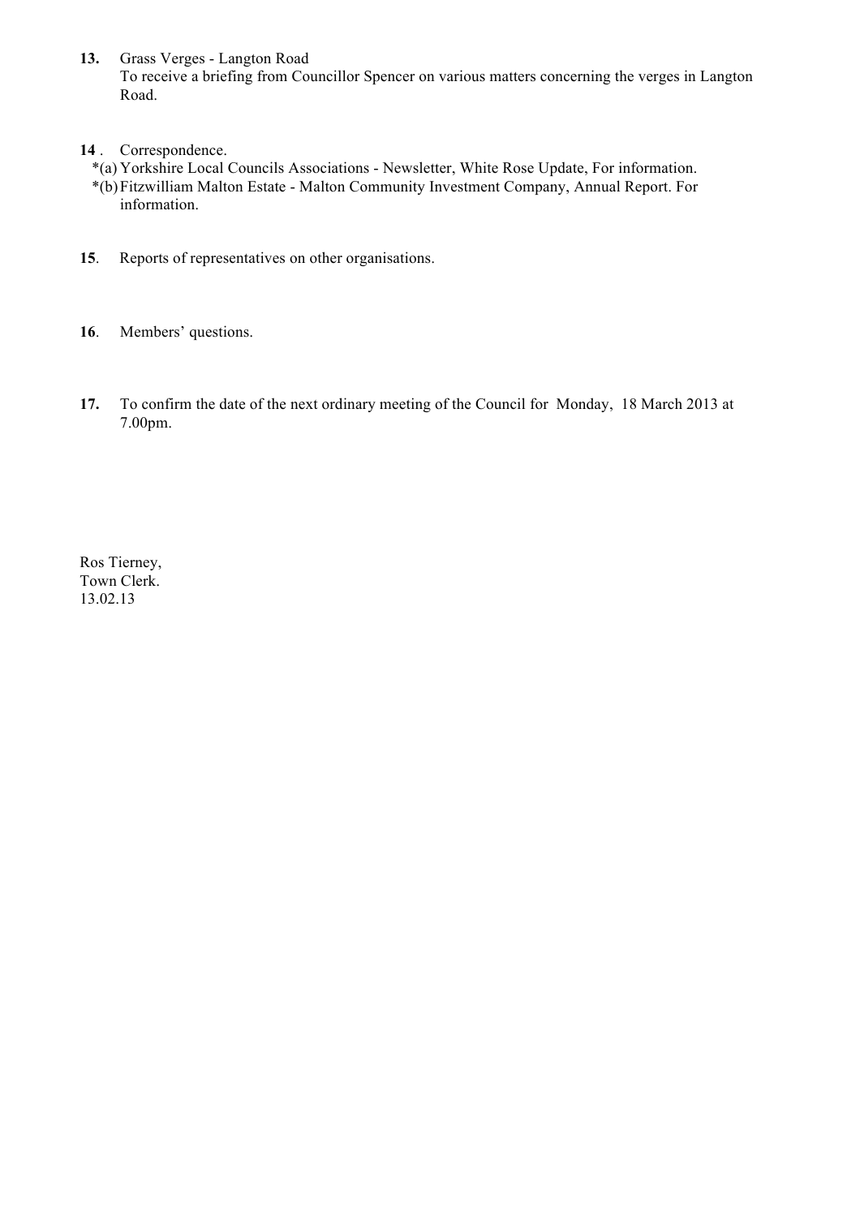**13.** Grass Verges - Langton Road
To receive a briefing from Councillor Spencer on various matters concerning the verges in Langton Road.

**14** . Correspondence.
*(a) Yorkshire Local Councils Associations - Newsletter, White Rose Update, For information.
*(b) Fitzwilliam Malton Estate - Malton Community Investment Company, Annual Report. For information.

**15**. Reports of representatives on other organisations.

**16**. Members' questions.

**17.** To confirm the date of the next ordinary meeting of the Council for Monday, 18 March 2013 at 7.00pm.

Ros Tierney,
Town Clerk.
13.02.13